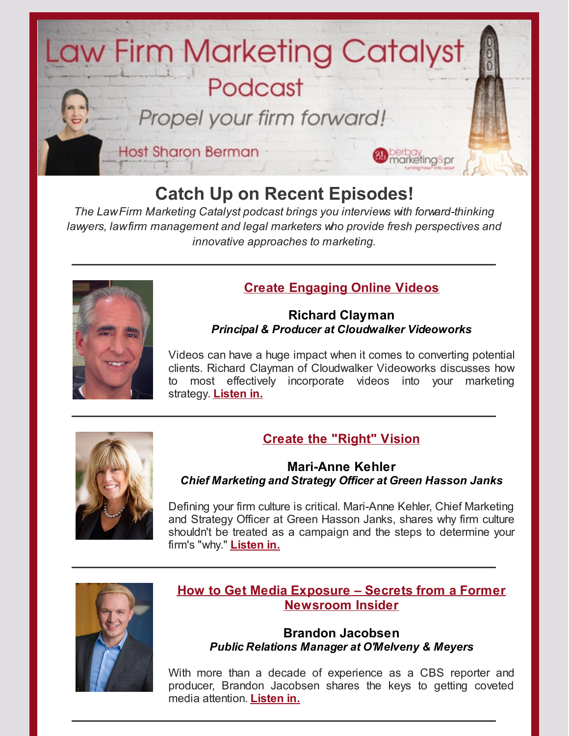# Law Firm Marketing Catalyst Podcast

*Propel your firm forward!*

Host Sharon Berman

## Catch Up on Recent Episodes!

*The Law Firm Marketing Catalyst podcast brings you interviews with forward-thinking lawyers, law firm management and legal marketers who provide fresh perspectives and innovative approaches to marketing.*

---

### Create Engaging Online Videos

**Richard Clayman**
***Principal & Producer at Cloudwalker Videoworks***

Videos can have a huge impact when it comes to converting potential clients. Richard Clayman of Cloudwalker Videoworks discusses how to most effectively incorporate videos into your marketing strategy. **Listen in.**

---

### Create the "Right" Vision

**Mari-Anne Kehler**
***Chief Marketing and Strategy Officer at Green Hasson Janks***

Defining your firm culture is critical. Mari-Anne Kehler, Chief Marketing and Strategy Officer at Green Hasson Janks, shares why firm culture shouldn't be treated as a campaign and the steps to determine your firm's "why." **Listen in.**

---

### How to Get Media Exposure – Secrets from a Former Newsroom Insider

**Brandon Jacobsen**
***Public Relations Manager at O'Melveny & Meyers***

With more than a decade of experience as a CBS reporter and producer, Brandon Jacobsen shares the keys to getting coveted media attention. **Listen in.**

---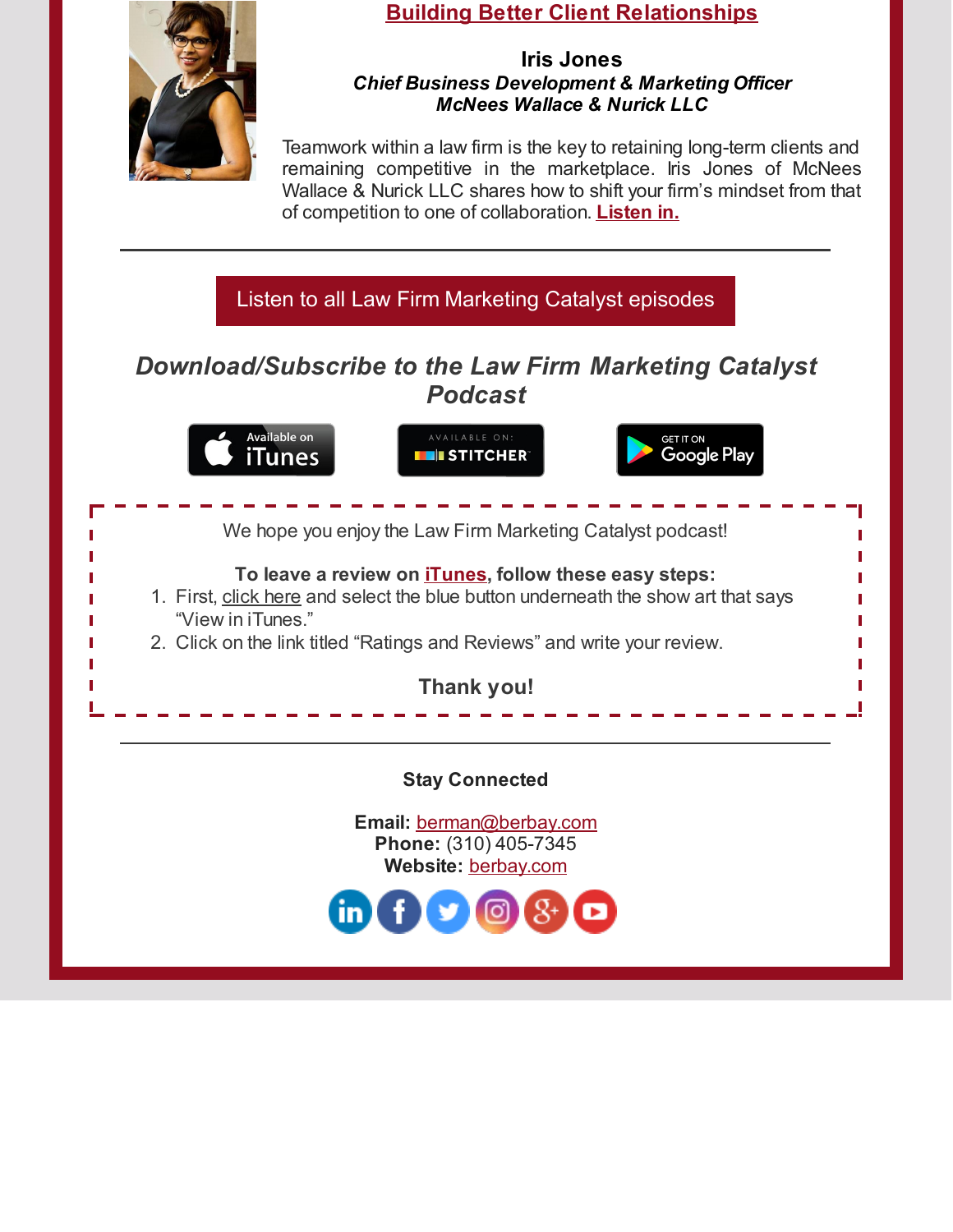## Building Better Client Relationships

**Iris Jones**
***Chief Business Development & Marketing Officer***
***McNees Wallace & Nurick LLC***

Teamwork within a law firm is the key to retaining long-term clients and remaining competitive in the marketplace. Iris Jones of McNees Wallace & Nurick LLC shares how to shift your firm's mindset from that of competition to one of collaboration. **Listen in.**

---

Listen to all Law Firm Marketing Catalyst episodes

### *Download/Subscribe to the Law Firm Marketing Catalyst Podcast*

Available on iTunes | AVAILABLE ON: STITCHER | GET IT ON Google Play

We hope you enjoy the Law Firm Marketing Catalyst podcast!

**To leave a review on iTunes, follow these easy steps:**

1. First, click here and select the blue button underneath the show art that says "View in iTunes."
2. Click on the link titled "Ratings and Reviews" and write your review.

**Thank you!**

---

**Stay Connected**

**Email:** berman@berbay.com
**Phone:** (310) 405-7345
**Website:** berbay.com